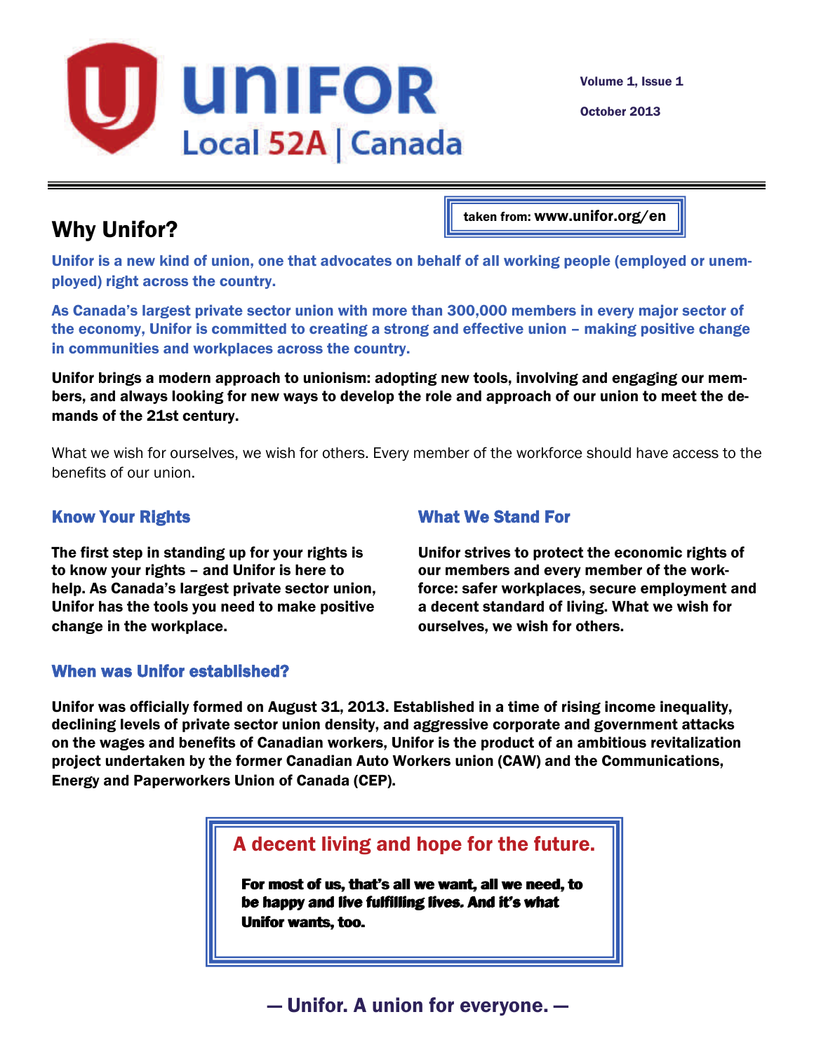# UNIFOR

Local 52A | Canada

Volume 1, Issue 1

October 2013

## Why Unifor?

taken from: www.unifor.org/en

**Unifor is a new kind of union, one that advocates on behalf of all working people (employed or unemployed) right across the country.**

**As Canada's largest private sector union with more than 300,000 members in every major sector of the economy, Unifor is committed to creating a strong and effective union – making positive change in communities and workplaces across the country.**

**Unifor brings a modern approach to unionism: adopting new tools, involving and engaging our members, and always looking for new ways to develop the role and approach of our union to meet the demands of the 21st century.**

What we wish for ourselves, we wish for others. Every member of the workforce should have access to the benefits of our union.

### Know Your Rights

**The first step in standing up for your rights is to know your rights – and Unifor is here to help. As Canada's largest private sector union, Unifor has the tools you need to make positive change in the workplace.**

### What We Stand For

**Unifor strives to protect the economic rights of our members and every member of the workforce: safer workplaces, secure employment and a decent standard of living. What we wish for ourselves, we wish for others.**

### When was Unifor established?

**Unifor was officially formed on August 31, 2013. Established in a time of rising income inequality, declining levels of private sector union density, and aggressive corporate and government attacks on the wages and benefits of Canadian workers, Unifor is the product of an ambitious revitalization project undertaken by the former Canadian Auto Workers union (CAW) and the Communications, Energy and Paperworkers Union of Canada (CEP).**

### A decent living and hope for the future.

**For most of us, that's all we want, all we need, to be happy and live fulfilling lives. And it's what Unifor wants, too.**

**— Unifor. A union for everyone. —**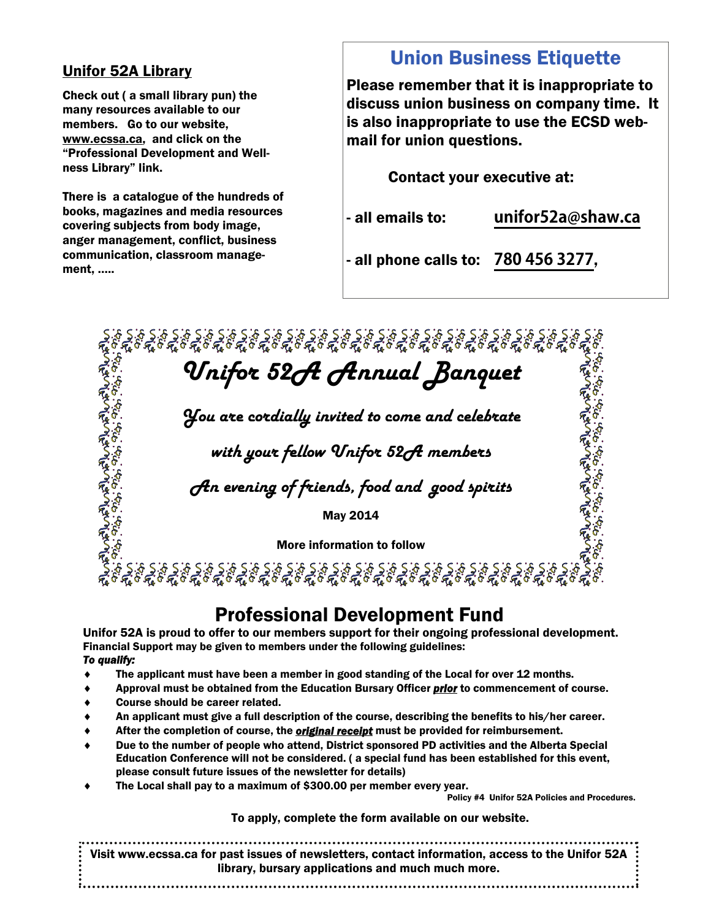## Unifor 52A Library

**Check out ( a small library pun) the many resources available to our members. Go to our website, www.ecssa.ca, and click on the "Professional Development and Wellness Library" link.**

**There is a catalogue of the hundreds of books, magazines and media resources covering subjects from body image, anger management, conflict, business communication, classroom management, .....**

## Union Business Etiquette

**Please remember that it is inappropriate to discuss union business on company time. It is also inappropriate to use the ECSD web-mail for union questions.**

**Contact your executive at:**

**- all emails to: unifor52a@shaw.ca**

**- all phone calls to: 780 456 3277,**

# *Unifor 52A Annual Banquet*

***You are cordially invited to come and celebrate***

***with your fellow Unifor 52A members***

***An evening of friends, food and good spirits***

**May 2014**

**More information to follow**

## Professional Development Fund

**Unifor 52A is proud to offer to our members support for their ongoing professional development.**
**Financial Support may be given to members under the following guidelines:**
***To qualify:***

- **The applicant must have been a member in good standing of the Local for over 12 months.**
- **Approval must be obtained from the Education Bursary Officer *prior* to commencement of course.**
- **Course should be career related.**
- **An applicant must give a full description of the course, describing the benefits to his/her career.**
- **After the completion of course, the *original receipt* must be provided for reimbursement.**
- **Due to the number of people who attend, District sponsored PD activities and the Alberta Special Education Conference will not be considered. ( a special fund has been established for this event, please consult future issues of the newsletter for details)**
- **The Local shall pay to a maximum of $300.00 per member every year.**

**Policy #4 Unifor 52A Policies and Procedures.**

**To apply, complete the form available on our website.**

**Visit www.ecssa.ca for past issues of newsletters, contact information, access to the Unifor 52A library, bursary applications and much much more.**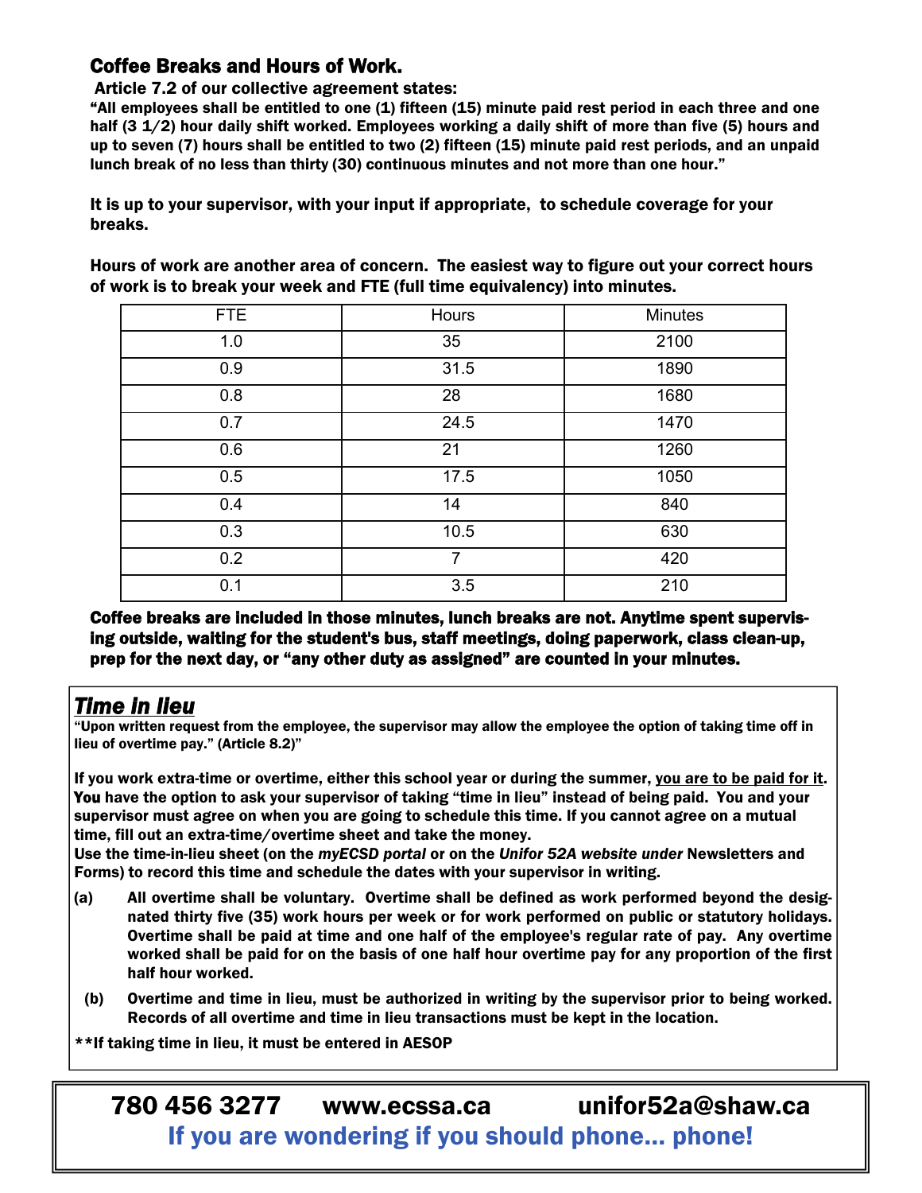## Coffee Breaks and Hours of Work.

**Article 7.2 of our collective agreement states:**

**"All employees shall be entitled to one (1) fifteen (15) minute paid rest period in each three and one half (3 1/2) hour daily shift worked. Employees working a daily shift of more than five (5) hours and up to seven (7) hours shall be entitled to two (2) fifteen (15) minute paid rest periods, and an unpaid lunch break of no less than thirty (30) continuous minutes and not more than one hour."**

**It is up to your supervisor, with your input if appropriate, to schedule coverage for your breaks.**

**Hours of work are another area of concern. The easiest way to figure out your correct hours of work is to break your week and FTE (full time equivalency) into minutes.**

| FTE | Hours | Minutes |
|---|---|---|
| 1.0 | 35 | 2100 |
| 0.9 | 31.5 | 1890 |
| 0.8 | 28 | 1680 |
| 0.7 | 24.5 | 1470 |
| 0.6 | 21 | 1260 |
| 0.5 | 17.5 | 1050 |
| 0.4 | 14 | 840 |
| 0.3 | 10.5 | 630 |
| 0.2 | 7 | 420 |
| 0.1 | 3.5 | 210 |

**Coffee breaks are included in those minutes, lunch breaks are not. Anytime spent supervising outside, waiting for the student's bus, staff meetings, doing paperwork, class clean-up, prep for the next day, or "any other duty as assigned" are counted in your minutes.**

## ***Time in lieu***

**"Upon written request from the employee, the supervisor may allow the employee the option of taking time off in lieu of overtime pay." (Article 8.2)"**

**If you work extra-time or overtime, either this school year or during the summer, you are to be paid for it. You have the option to ask your supervisor of taking "time in lieu" instead of being paid. You and your supervisor must agree on when you are going to schedule this time. If you cannot agree on a mutual time, fill out an extra-time/overtime sheet and take the money.**

**Use the time-in-lieu sheet (on the *myECSD portal* or on the *Unifor 52A website under* Newsletters and Forms) to record this time and schedule the dates with your supervisor in writing.**

**(a) All overtime shall be voluntary. Overtime shall be defined as work performed beyond the designated thirty five (35) work hours per week or for work performed on public or statutory holidays. Overtime shall be paid at time and one half of the employee's regular rate of pay. Any overtime worked shall be paid for on the basis of one half hour overtime pay for any proportion of the first half hour worked.**

**(b) Overtime and time in lieu, must be authorized in writing by the supervisor prior to being worked. Records of all overtime and time in lieu transactions must be kept in the location.**

**\*\*If taking time in lieu, it must be entered in AESOP**

**780 456 3277 www.ecssa.ca unifor52a@shaw.ca**

**If you are wondering if you should phone... phone!**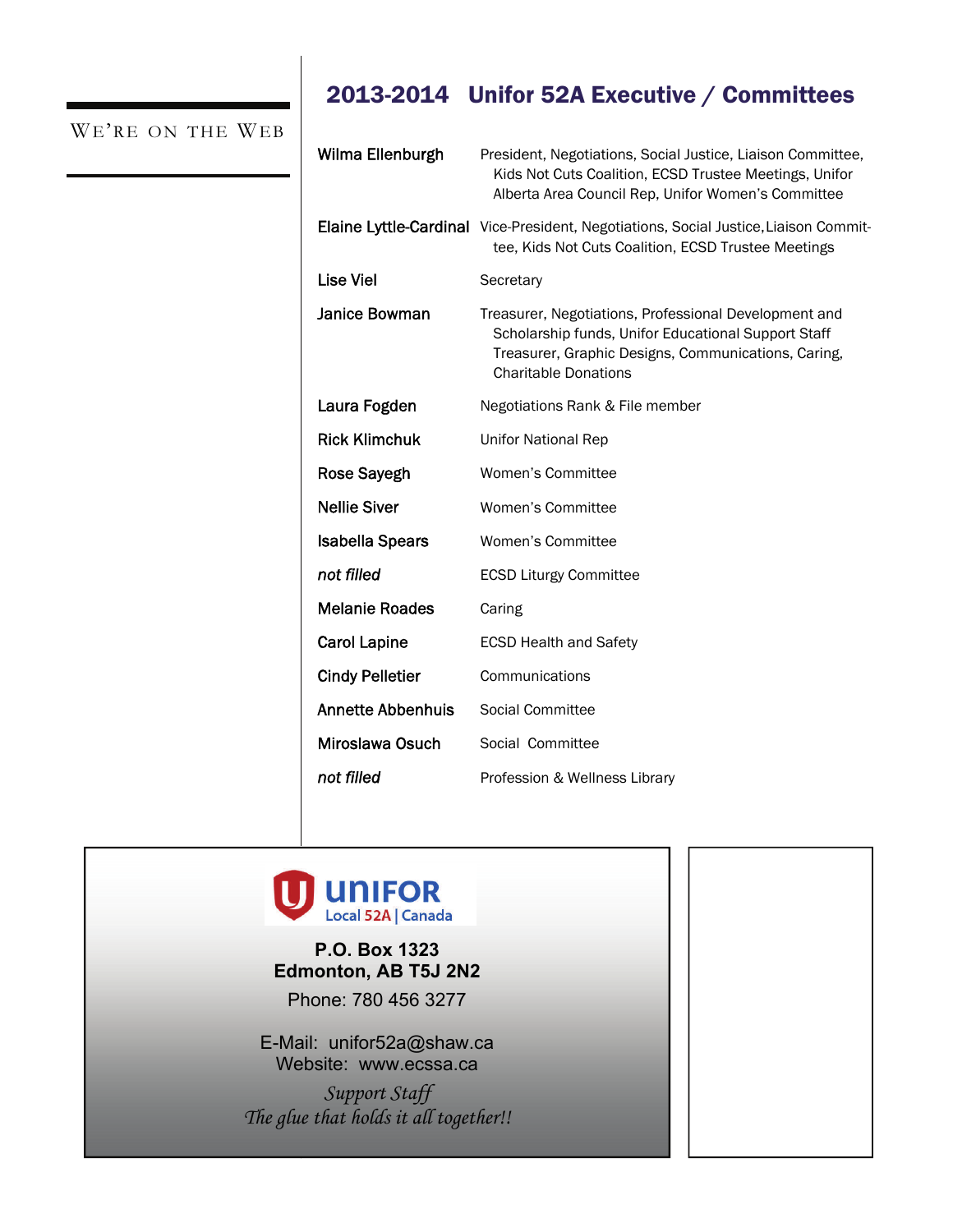We're on the Web

## 2013-2014 Unifor 52A Executive / Committees

| | |
|---|---|
| Wilma Ellenburgh | President, Negotiations, Social Justice, Liaison Committee, Kids Not Cuts Coalition, ECSD Trustee Meetings, Unifor Alberta Area Council Rep, Unifor Women's Committee |
| Elaine Lyttle-Cardinal | Vice-President, Negotiations, Social Justice, Liaison Committee, Kids Not Cuts Coalition, ECSD Trustee Meetings |
| Lise Viel | Secretary |
| Janice Bowman | Treasurer, Negotiations, Professional Development and Scholarship funds, Unifor Educational Support Staff Treasurer, Graphic Designs, Communications, Caring, Charitable Donations |
| Laura Fogden | Negotiations Rank & File member |
| Rick Klimchuk | Unifor National Rep |
| Rose Sayegh | Women's Committee |
| Nellie Siver | Women's Committee |
| Isabella Spears | Women's Committee |
| *not filled* | ECSD Liturgy Committee |
| Melanie Roades | Caring |
| Carol Lapine | ECSD Health and Safety |
| Cindy Pelletier | Communications |
| Annette Abbenhuis | Social Committee |
| Miroslawa Osuch | Social Committee |
| *not filled* | Profession & Wellness Library |

UNIFOR
Local 52A | Canada

**P.O. Box 1323**
**Edmonton, AB T5J 2N2**

Phone: 780 456 3277

E-Mail: unifor52a@shaw.ca
Website: www.ecssa.ca

*Support Staff*
*The glue that holds it all together!!*